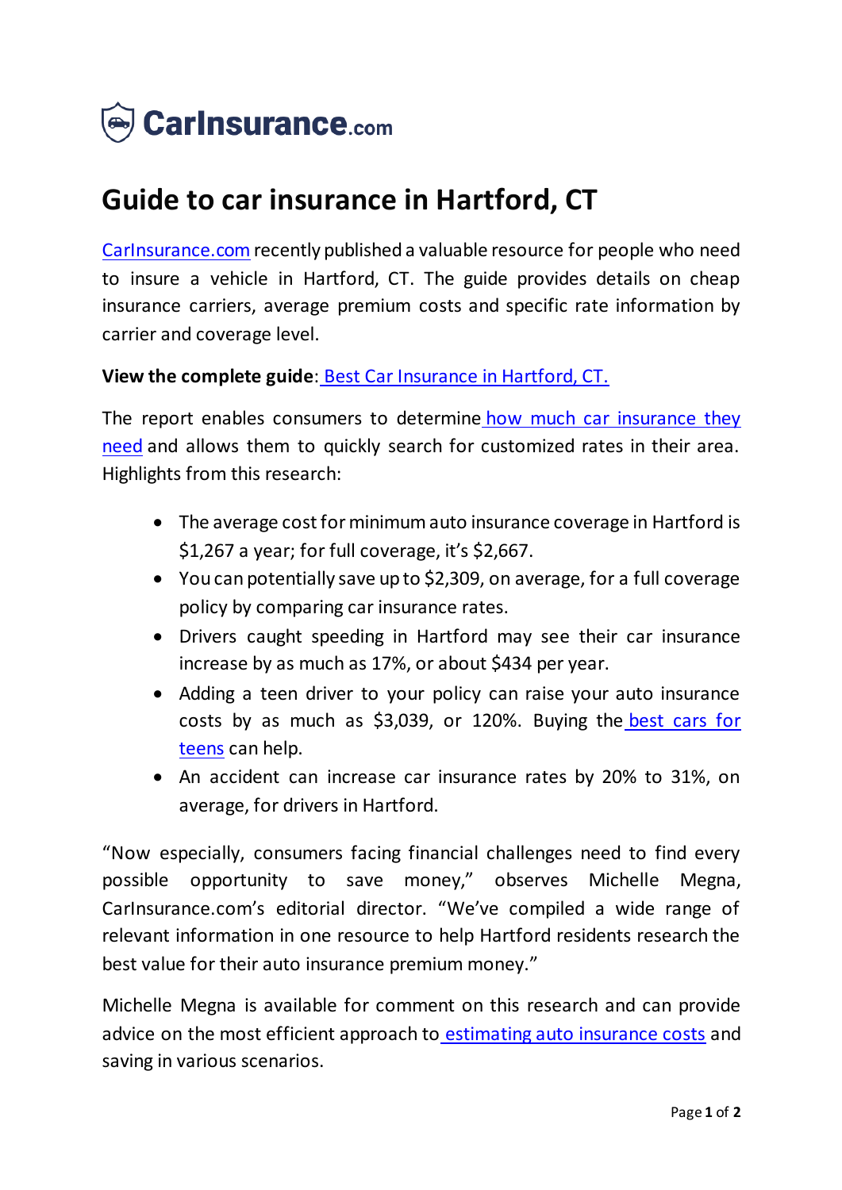CarInsurance.com

# Guide to car insurance in Hartford, CT

CarInsurance.com recently published a valuable resource for people who need to insure a vehicle in Hartford, CT. The guide provides details on cheap insurance carriers, average premium costs and specific rate information by carrier and coverage level.

**View the complete guide**: Best Car Insurance in Hartford, CT.

The report enables consumers to determine how much car insurance they need and allows them to quickly search for customized rates in their area. Highlights from this research:

- The average cost for minimum auto insurance coverage in Hartford is $1,267 a year; for full coverage, it's $2,667.
- You can potentially save up to $2,309, on average, for a full coverage policy by comparing car insurance rates.
- Drivers caught speeding in Hartford may see their car insurance increase by as much as 17%, or about $434 per year.
- Adding a teen driver to your policy can raise your auto insurance costs by as much as $3,039, or 120%. Buying the best cars for teens can help.
- An accident can increase car insurance rates by 20% to 31%, on average, for drivers in Hartford.

"Now especially, consumers facing financial challenges need to find every possible opportunity to save money," observes Michelle Megna, CarInsurance.com's editorial director. "We've compiled a wide range of relevant information in one resource to help Hartford residents research the best value for their auto insurance premium money."

Michelle Megna is available for comment on this research and can provide advice on the most efficient approach to estimating auto insurance costs and saving in various scenarios.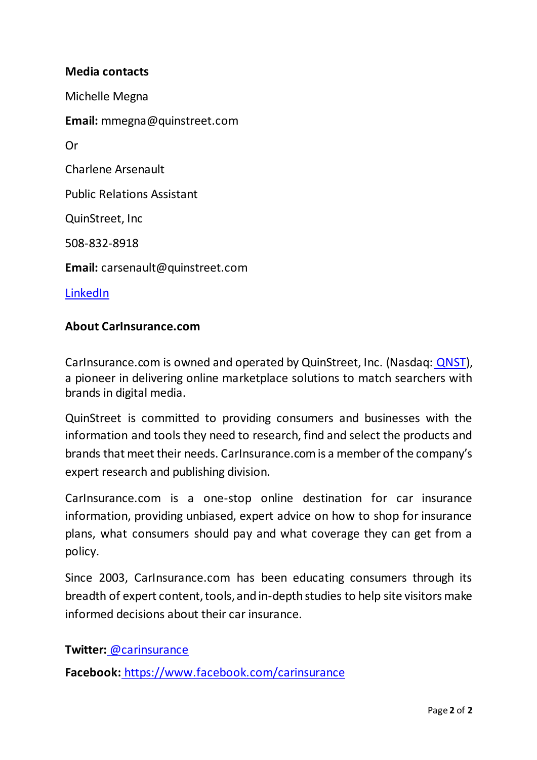**Media contacts**

Michelle Megna

**Email:** mmegna@quinstreet.com

Or

Charlene Arsenault

Public Relations Assistant

QuinStreet, Inc

508-832-8918

**Email:** carsenault@quinstreet.com

LinkedIn

**About CarInsurance.com**

CarInsurance.com is owned and operated by QuinStreet, Inc. (Nasdaq: QNST), a pioneer in delivering online marketplace solutions to match searchers with brands in digital media.

QuinStreet is committed to providing consumers and businesses with the information and tools they need to research, find and select the products and brands that meet their needs. CarInsurance.com is a member of the company's expert research and publishing division.

CarInsurance.com is a one-stop online destination for car insurance information, providing unbiased, expert advice on how to shop for insurance plans, what consumers should pay and what coverage they can get from a policy.

Since 2003, CarInsurance.com has been educating consumers through its breadth of expert content, tools, and in-depth studies to help site visitors make informed decisions about their car insurance.

**Twitter:** @carinsurance

**Facebook:** https://www.facebook.com/carinsurance